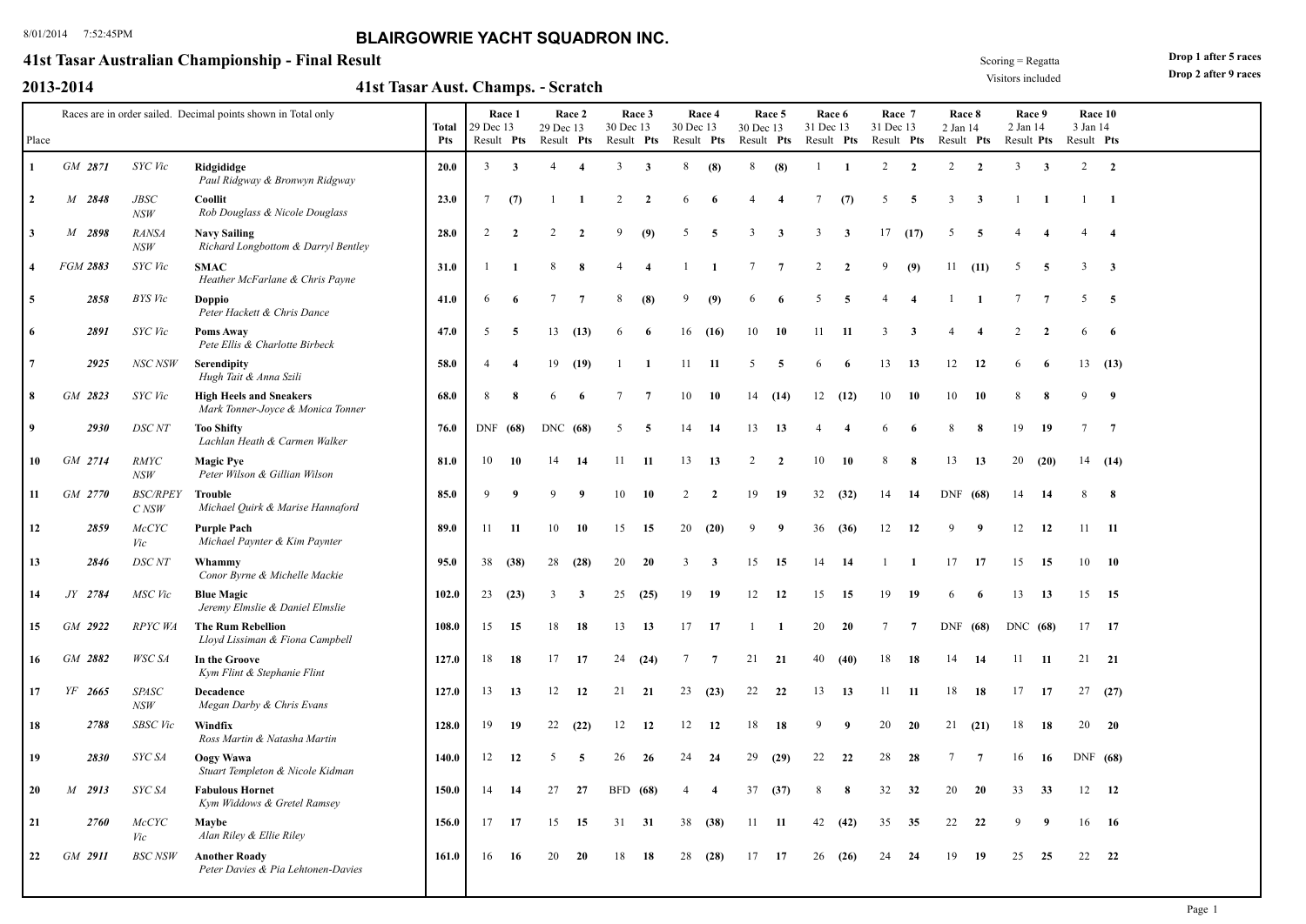8/01/2014 7:52:45PM

# BLAIRGOWRIE YACHT SQUADRON INC.

## 41st Tasar Australian Championship - Final Result

Scoring = Regatta
Visitors included

**Drop 1 after 5 races**
**Drop 2 after 9 races**

## 2013-2014

## 41st Tasar Aust. Champs. - Scratch

Races are in order sailed. Decimal points shown in Total only

| Place | | Sail No | Club | Boat / Crew | Total Pts | Race 1 29 Dec 13 Result | Pts | Race 2 29 Dec 13 Result | Pts | Race 3 30 Dec 13 Result | Pts | Race 4 30 Dec 13 Result | Pts | Race 5 30 Dec 13 Result | Pts | Race 6 31 Dec 13 Result | Pts | Race 7 31 Dec 13 Result | Pts | Race 8 2 Jan 14 Result | Pts | Race 9 2 Jan 14 Result | Pts | Race 10 3 Jan 14 Result | Pts |
|---|---|---|---|---|---|---|---|---|---|---|---|---|---|---|---|---|---|---|---|---|---|---|---|---|---|
| 1 | GM | 2871 | SYC Vic | **Ridgididge** *Paul Ridgway & Bronwyn Ridgway* | **20.0** | 3 | **3** | 4 | **4** | 3 | **3** | 8 | **(8)** | 8 | **(8)** | 1 | **1** | 2 | **2** | 2 | **2** | 3 | **3** | 2 | **2** |
| 2 | M | 2848 | JBSC NSW | **Coollit** *Rob Douglass & Nicole Douglass* | **23.0** | 7 | **(7)** | 1 | **1** | 2 | **2** | 6 | **6** | 4 | **4** | 7 | **(7)** | 5 | **5** | 3 | **3** | 1 | **1** | 1 | **1** |
| 3 | M | 2898 | RANSA NSW | **Navy Sailing** *Richard Longbottom & Darryl Bentley* | **28.0** | 2 | **2** | 2 | **2** | 9 | **(9)** | 5 | **5** | 3 | **3** | 3 | **3** | 17 | **(17)** | 5 | **5** | 4 | **4** | 4 | **4** |
| 4 | FGM | 2883 | SYC Vic | **SMAC** *Heather McFarlane & Chris Payne* | **31.0** | 1 | **1** | 8 | **8** | 4 | **4** | 1 | **1** | 7 | **7** | 2 | **2** | 9 | **(9)** | 11 | **(11)** | 5 | **5** | 3 | **3** |
| 5 | | 2858 | BYS Vic | **Doppio** *Peter Hackett & Chris Dance* | **41.0** | 6 | **6** | 7 | **7** | 8 | **(8)** | 9 | **(9)** | 6 | **6** | 5 | **5** | 4 | **4** | 1 | **1** | 7 | **7** | 5 | **5** |
| 6 | | 2891 | SYC Vic | **Poms Away** *Pete Ellis & Charlotte Birbeck* | **47.0** | 5 | **5** | 13 | **(13)** | 6 | **6** | 16 | **(16)** | 10 | **10** | 11 | **11** | 3 | **3** | 4 | **4** | 2 | **2** | 6 | **6** |
| 7 | | 2925 | NSC NSW | **Serendipity** *Hugh Tait & Anna Szili* | **58.0** | 4 | **4** | 19 | **(19)** | 1 | **1** | 11 | **11** | 5 | **5** | 6 | **6** | 13 | **13** | 12 | **12** | 6 | **6** | 13 | **(13)** |
| 8 | GM | 2823 | SYC Vic | **High Heels and Sneakers** *Mark Tonner-Joyce & Monica Tonner* | **68.0** | 8 | **8** | 6 | **6** | 7 | **7** | 10 | **10** | 14 | **(14)** | 12 | **(12)** | 10 | **10** | 10 | **10** | 8 | **8** | 9 | **9** |
| 9 | | 2930 | DSC NT | **Too Shifty** *Lachlan Heath & Carmen Walker* | **76.0** | DNF | **(68)** | DNC | **(68)** | 5 | **5** | 14 | **14** | 13 | **13** | 4 | **4** | 6 | **6** | 8 | **8** | 19 | **19** | 7 | **7** |
| 10 | GM | 2714 | RMYC NSW | **Magic Pye** *Peter Wilson & Gillian Wilson* | **81.0** | 10 | **10** | 14 | **14** | 11 | **11** | 13 | **13** | 2 | **2** | 10 | **10** | 8 | **8** | 13 | **13** | 20 | **(20)** | 14 | **(14)** |
| 11 | GM | 2770 | BSC/RPEY C NSW | **Trouble** *Michael Quirk & Marise Hannaford* | **85.0** | 9 | **9** | 9 | **9** | 10 | **10** | 2 | **2** | 19 | **19** | 32 | **(32)** | 14 | **14** | DNF | **(68)** | 14 | **14** | 8 | **8** |
| 12 | | 2859 | McCYC Vic | **Purple Pach** *Michael Paynter & Kim Paynter* | **89.0** | 11 | **11** | 10 | **10** | 15 | **15** | 20 | **(20)** | 9 | **9** | 36 | **(36)** | 12 | **12** | 9 | **9** | 12 | **12** | 11 | **11** |
| 13 | | 2846 | DSC NT | **Whammy** *Conor Byrne & Michelle Mackie* | **95.0** | 38 | **(38)** | 28 | **(28)** | 20 | **20** | 3 | **3** | 15 | **15** | 14 | **14** | 1 | **1** | 17 | **17** | 15 | **15** | 10 | **10** |
| 14 | JY | 2784 | MSC Vic | **Blue Magic** *Jeremy Elmslie & Daniel Elmslie* | **102.0** | 23 | **(23)** | 3 | **3** | 25 | **(25)** | 19 | **19** | 12 | **12** | 15 | **15** | 19 | **19** | 6 | **6** | 13 | **13** | 15 | **15** |
| 15 | GM | 2922 | RPYC WA | **The Rum Rebellion** *Lloyd Lissiman & Fiona Campbell* | **108.0** | 15 | **15** | 18 | **18** | 13 | **13** | 17 | **17** | 1 | **1** | 20 | **20** | 7 | **7** | DNF | **(68)** | DNC | **(68)** | 17 | **17** |
| 16 | GM | 2882 | WSC SA | **In the Groove** *Kym Flint & Stephanie Flint* | **127.0** | 18 | **18** | 17 | **17** | 24 | **(24)** | 7 | **7** | 21 | **21** | 40 | **(40)** | 18 | **18** | 14 | **14** | 11 | **11** | 21 | **21** |
| 17 | YF | 2665 | SPASC NSW | **Decadence** *Megan Darby & Chris Evans* | **127.0** | 13 | **13** | 12 | **12** | 21 | **21** | 23 | **(23)** | 22 | **22** | 13 | **13** | 11 | **11** | 18 | **18** | 17 | **17** | 27 | **(27)** |
| 18 | | 2788 | SBSC Vic | **Windfix** *Ross Martin & Natasha Martin* | **128.0** | 19 | **19** | 22 | **(22)** | 12 | **12** | 12 | **12** | 18 | **18** | 9 | **9** | 20 | **20** | 21 | **(21)** | 18 | **18** | 20 | **20** |
| 19 | | 2830 | SYC SA | **Oogy Wawa** *Stuart Templeton & Nicole Kidman* | **140.0** | 12 | **12** | 5 | **5** | 26 | **26** | 24 | **24** | 29 | **(29)** | 22 | **22** | 28 | **28** | 7 | **7** | 16 | **16** | DNF | **(68)** |
| 20 | M | 2913 | SYC SA | **Fabulous Hornet** *Kym Widdows & Gretel Ramsey* | **150.0** | 14 | **14** | 27 | **27** | BFD | **(68)** | 4 | **4** | 37 | **(37)** | 8 | **8** | 32 | **32** | 20 | **20** | 33 | **33** | 12 | **12** |
| 21 | | 2760 | McCYC Vic | **Maybe** *Alan Riley & Ellie Riley* | **156.0** | 17 | **17** | 15 | **15** | 31 | **31** | 38 | **(38)** | 11 | **11** | 42 | **(42)** | 35 | **35** | 22 | **22** | 9 | **9** | 16 | **16** |
| 22 | GM | 2911 | BSC NSW | **Another Roady** *Peter Davies & Pia Lehtonen-Davies* | **161.0** | 16 | **16** | 20 | **20** | 18 | **18** | 28 | **(28)** | 17 | **17** | 26 | **(26)** | 24 | **24** | 19 | **19** | 25 | **25** | 22 | **22** |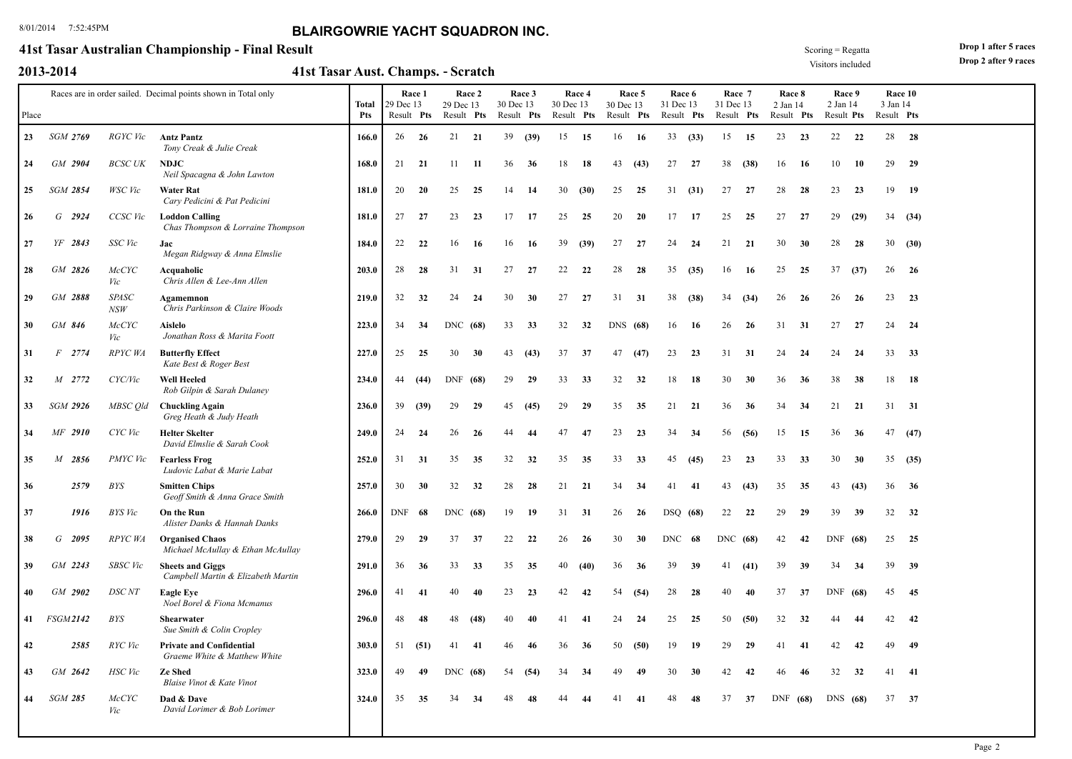# BLAIRGOWRIE YACHT SQUADRON INC.

## 41st Tasar Australian Championship - Final Result

**2013-2014** — **41st Tasar Aust. Champs. - Scratch**

Scoring = Regatta
Visitors included

**Drop 1 after 5 races**
**Drop 2 after 9 races**

Races are in order sailed. Decimal points shown in Total only

| Place | Sail No | Club | Boat / Crew | Total Pts | Race 1 29 Dec 13 Result | Pts | Race 2 29 Dec 13 Result | Pts | Race 3 30 Dec 13 Result | Pts | Race 4 30 Dec 13 Result | Pts | Race 5 30 Dec 13 Result | Pts | Race 6 31 Dec 13 Result | Pts | Race 7 31 Dec 13 Result | Pts | Race 8 2 Jan 14 Result | Pts | Race 9 2 Jan 14 Result | Pts | Race 10 3 Jan 14 Result | Pts |
|---|---|---|---|---|---|---|---|---|---|---|---|---|---|---|---|---|---|---|---|---|---|---|---|---|
| 23 | SGM 2769 | RGYC Vic | **Antz Pantz** *Tony Creak & Julie Creak* | 166.0 | 26 | 26 | 21 | 21 | 39 | (39) | 15 | 15 | 16 | 16 | 33 | (33) | 15 | 15 | 23 | 23 | 22 | 22 | 28 | 28 |
| 24 | GM 2904 | BCSC UK | **NDJC** *Neil Spacagna & John Lawton* | 168.0 | 21 | 21 | 11 | 11 | 36 | 36 | 18 | 18 | 43 | (43) | 27 | 27 | 38 | (38) | 16 | 16 | 10 | 10 | 29 | 29 |
| 25 | SGM 2854 | WSC Vic | **Water Rat** *Cary Pedicini & Pat Pedicini* | 181.0 | 20 | 20 | 25 | 25 | 14 | 14 | 30 | (30) | 25 | 25 | 31 | (31) | 27 | 27 | 28 | 28 | 23 | 23 | 19 | 19 |
| 26 | G 2924 | CCSC Vic | **Loddon Calling** *Chas Thompson & Lorraine Thompson* | 181.0 | 27 | 27 | 23 | 23 | 17 | 17 | 25 | 25 | 20 | 20 | 17 | 17 | 25 | 25 | 27 | 27 | 29 | (29) | 34 | (34) |
| 27 | YF 2843 | SSC Vic | **Jac** *Megan Ridgway & Anna Elmslie* | 184.0 | 22 | 22 | 16 | 16 | 16 | 16 | 39 | (39) | 27 | 27 | 24 | 24 | 21 | 21 | 30 | 30 | 28 | 28 | 30 | (30) |
| 28 | GM 2826 | McCYC Vic | **Acquaholic** *Chris Allen & Lee-Ann Allen* | 203.0 | 28 | 28 | 31 | 31 | 27 | 27 | 22 | 22 | 28 | 28 | 35 | (35) | 16 | 16 | 25 | 25 | 37 | (37) | 26 | 26 |
| 29 | GM 2888 | SPASC NSW | **Agamemnon** *Chris Parkinson & Claire Woods* | 219.0 | 32 | 32 | 24 | 24 | 30 | 30 | 27 | 27 | 31 | 31 | 38 | (38) | 34 | (34) | 26 | 26 | 26 | 26 | 23 | 23 |
| 30 | GM 846 | McCYC Vic | **Aislelo** *Jonathan Ross & Marita Foott* | 223.0 | 34 | 34 | DNC | (68) | 33 | 33 | 32 | 32 | DNS | (68) | 16 | 16 | 26 | 26 | 31 | 31 | 27 | 27 | 24 | 24 |
| 31 | F 2774 | RPYC WA | **Butterfly Effect** *Kate Best & Roger Best* | 227.0 | 25 | 25 | 30 | 30 | 43 | (43) | 37 | 37 | 47 | (47) | 23 | 23 | 31 | 31 | 24 | 24 | 24 | 24 | 33 | 33 |
| 32 | M 2772 | CYC/Vic | **Well Heeled** *Rob Gilpin & Sarah Dulaney* | 234.0 | 44 | (44) | DNF | (68) | 29 | 29 | 33 | 33 | 32 | 32 | 18 | 18 | 30 | 30 | 36 | 36 | 38 | 38 | 18 | 18 |
| 33 | SGM 2926 | MBSC Qld | **Chuckling Again** *Greg Heath & Judy Heath* | 236.0 | 39 | (39) | 29 | 29 | 45 | (45) | 29 | 29 | 35 | 35 | 21 | 21 | 36 | 36 | 34 | 34 | 21 | 21 | 31 | 31 |
| 34 | MF 2910 | CYC Vic | **Helter Skelter** *David Elmslie & Sarah Cook* | 249.0 | 24 | 24 | 26 | 26 | 44 | 44 | 47 | 47 | 23 | 23 | 34 | 34 | 56 | (56) | 15 | 15 | 36 | 36 | 47 | (47) |
| 35 | M 2856 | PMYC Vic | **Fearless Frog** *Ludovic Labat & Marie Labat* | 252.0 | 31 | 31 | 35 | 35 | 32 | 32 | 35 | 35 | 33 | 33 | 45 | (45) | 23 | 23 | 33 | 33 | 30 | 30 | 35 | (35) |
| 36 | 2579 | BYS | **Smitten Chips** *Geoff Smith & Anna Grace Smith* | 257.0 | 30 | 30 | 32 | 32 | 28 | 28 | 21 | 21 | 34 | 34 | 41 | 41 | 43 | (43) | 35 | 35 | 43 | (43) | 36 | 36 |
| 37 | 1916 | BYS Vic | **On the Run** *Alister Danks & Hannah Danks* | 266.0 | DNF | 68 | DNC | (68) | 19 | 19 | 31 | 31 | 26 | 26 | DSQ | (68) | 22 | 22 | 29 | 29 | 39 | 39 | 32 | 32 |
| 38 | G 2095 | RPYC WA | **Organised Chaos** *Michael McAullay & Ethan McAullay* | 279.0 | 29 | 29 | 37 | 37 | 22 | 22 | 26 | 26 | 30 | 30 | DNC | 68 | DNC | (68) | 42 | 42 | DNF | (68) | 25 | 25 |
| 39 | GM 2243 | SBSC Vic | **Sheets and Giggs** *Campbell Martin & Elizabeth Martin* | 291.0 | 36 | 36 | 33 | 33 | 35 | 35 | 40 | (40) | 36 | 36 | 39 | 39 | 41 | (41) | 39 | 39 | 34 | 34 | 39 | 39 |
| 40 | GM 2902 | DSC NT | **Eagle Eye** *Noel Borel & Fiona Mcmanus* | 296.0 | 41 | 41 | 40 | 40 | 23 | 23 | 42 | 42 | 54 | (54) | 28 | 28 | 40 | 40 | 37 | 37 | DNF | (68) | 45 | 45 |
| 41 | FSGM2142 | BYS | **Shearwater** *Sue Smith & Colin Cropley* | 296.0 | 48 | 48 | 48 | (48) | 40 | 40 | 41 | 41 | 24 | 24 | 25 | 25 | 50 | (50) | 32 | 32 | 44 | 44 | 42 | 42 |
| 42 | 2585 | RYC Vic | **Private and Confidential** *Graeme White & Matthew White* | 303.0 | 51 | (51) | 41 | 41 | 46 | 46 | 36 | 36 | 50 | (50) | 19 | 19 | 29 | 29 | 41 | 41 | 42 | 42 | 49 | 49 |
| 43 | GM 2642 | HSC Vic | **Ze Shed** *Blaise Vinot & Kate Vinot* | 323.0 | 49 | 49 | DNC | (68) | 54 | (54) | 34 | 34 | 49 | 49 | 30 | 30 | 42 | 42 | 46 | 46 | 32 | 32 | 41 | 41 |
| 44 | SGM 285 | McCYC Vic | **Dad & Dave** *David Lorimer & Bob Lorimer* | 324.0 | 35 | 35 | 34 | 34 | 48 | 48 | 44 | 44 | 41 | 41 | 48 | 48 | 37 | 37 | DNF | (68) | DNS | (68) | 37 | 37 |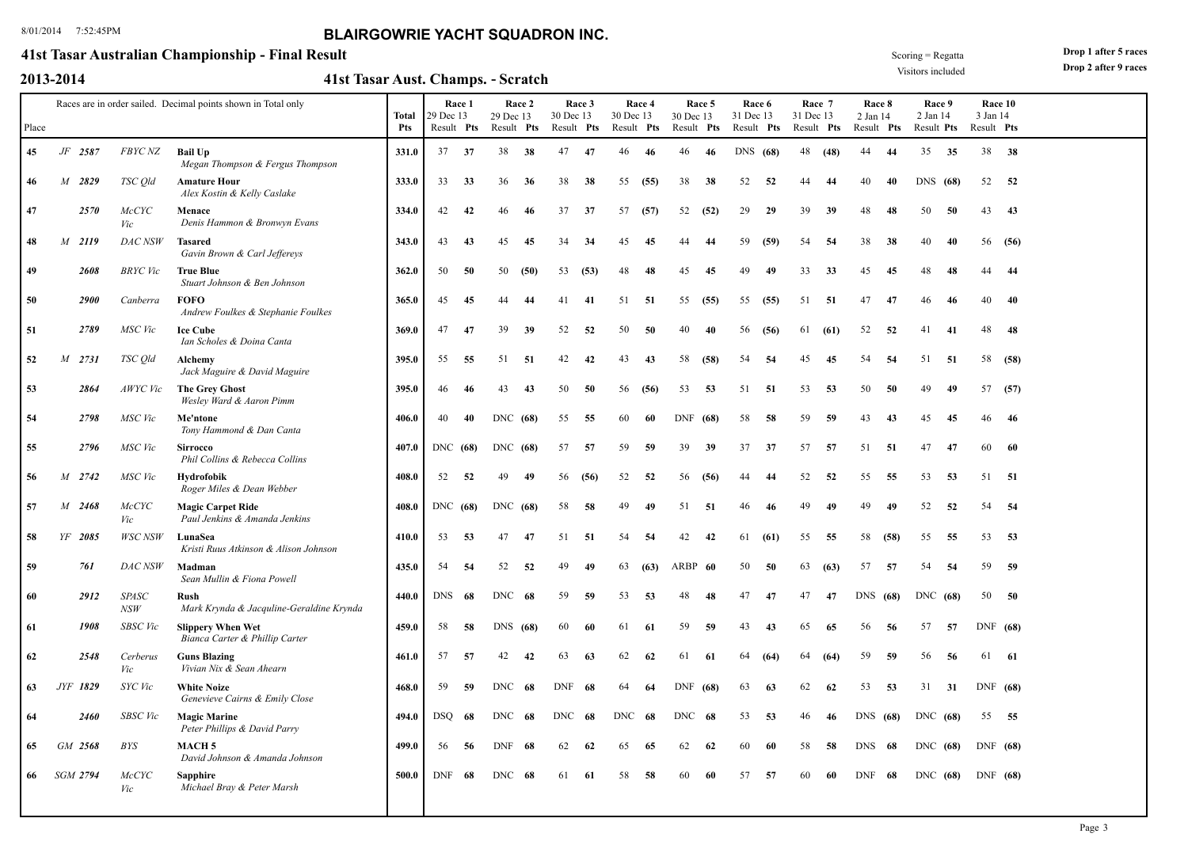# BLAIRGOWRIE YACHT SQUADRON INC.

## 41st Tasar Australian Championship - Final Result

Scoring = Regatta
Visitors included

**Drop 1 after 5 races**
**Drop 2 after 9 races**

## 2013-2014 — 41st Tasar Aust. Champs. - Scratch

Races are in order sailed. Decimal points shown in Total only

| Place | | Sail No | Club | Boat / Crew | Total Pts | Race 1 29 Dec 13 Result | Pts | Race 2 29 Dec 13 Result | Pts | Race 3 30 Dec 13 Result | Pts | Race 4 30 Dec 13 Result | Pts | Race 5 30 Dec 13 Result | Pts | Race 6 31 Dec 13 Result | Pts | Race 7 31 Dec 13 Result | Pts | Race 8 2 Jan 14 Result | Pts | Race 9 2 Jan 14 Result | Pts | Race 10 3 Jan 14 Result | Pts |
|---|---|---|---|---|---|---|---|---|---|---|---|---|---|---|---|---|---|---|---|---|---|---|---|---|---|
| 45 | JF | 2587 | FBYC NZ | **Bail Up** *Megan Thompson & Fergus Thompson* | 331.0 | 37 | 37 | 38 | 38 | 47 | 47 | 46 | 46 | 46 | 46 | DNS | (68) | 48 | (48) | 44 | 44 | 35 | 35 | 38 | 38 |
| 46 | M | 2829 | TSC Qld | **Amature Hour** *Alex Kostin & Kelly Caslake* | 333.0 | 33 | 33 | 36 | 36 | 38 | 38 | 55 | (55) | 38 | 38 | 52 | 52 | 44 | 44 | 40 | 40 | DNS | (68) | 52 | 52 |
| 47 | | 2570 | McCYC Vic | **Menace** *Denis Hammon & Bronwyn Evans* | 334.0 | 42 | 42 | 46 | 46 | 37 | 37 | 57 | (57) | 52 | (52) | 29 | 29 | 39 | 39 | 48 | 48 | 50 | 50 | 43 | 43 |
| 48 | M | 2119 | DAC NSW | **Tasared** *Gavin Brown & Carl Jeffereys* | 343.0 | 43 | 43 | 45 | 45 | 34 | 34 | 45 | 45 | 44 | 44 | 59 | (59) | 54 | 54 | 38 | 38 | 40 | 40 | 56 | (56) |
| 49 | | 2608 | BRYC Vic | **True Blue** *Stuart Johnson & Ben Johnson* | 362.0 | 50 | 50 | 50 | (50) | 53 | (53) | 48 | 48 | 45 | 45 | 49 | 49 | 33 | 33 | 45 | 45 | 48 | 48 | 44 | 44 |
| 50 | | 2900 | Canberra | **FOFO** *Andrew Foulkes & Stephanie Foulkes* | 365.0 | 45 | 45 | 44 | 44 | 41 | 41 | 51 | 51 | 55 | (55) | 55 | (55) | 51 | 51 | 47 | 47 | 46 | 46 | 40 | 40 |
| 51 | | 2789 | MSC Vic | **Ice Cube** *Ian Scholes & Doina Canta* | 369.0 | 47 | 47 | 39 | 39 | 52 | 52 | 50 | 50 | 40 | 40 | 56 | (56) | 61 | (61) | 52 | 52 | 41 | 41 | 48 | 48 |
| 52 | M | 2731 | TSC Qld | **Alchemy** *Jack Maguire & David Maguire* | 395.0 | 55 | 55 | 51 | 51 | 42 | 42 | 43 | 43 | 58 | (58) | 54 | 54 | 45 | 45 | 54 | 54 | 51 | 51 | 58 | (58) |
| 53 | | 2864 | AWYC Vic | **The Grey Ghost** *Wesley Ward & Aaron Pimm* | 395.0 | 46 | 46 | 43 | 43 | 50 | 50 | 56 | (56) | 53 | 53 | 51 | 51 | 53 | 53 | 50 | 50 | 49 | 49 | 57 | (57) |
| 54 | | 2798 | MSC Vic | **Me'ntone** *Tony Hammond & Dan Canta* | 406.0 | 40 | 40 | DNC | (68) | 55 | 55 | 60 | 60 | DNF | (68) | 58 | 58 | 59 | 59 | 43 | 43 | 45 | 45 | 46 | 46 |
| 55 | | 2796 | MSC Vic | **Sirrocco** *Phil Collins & Rebecca Collins* | 407.0 | DNC | (68) | DNC | (68) | 57 | 57 | 59 | 59 | 39 | 39 | 37 | 37 | 57 | 57 | 51 | 51 | 47 | 47 | 60 | 60 |
| 56 | M | 2742 | MSC Vic | **Hydrofobik** *Roger Miles & Dean Webber* | 408.0 | 52 | 52 | 49 | 49 | 56 | (56) | 52 | 52 | 56 | (56) | 44 | 44 | 52 | 52 | 55 | 55 | 53 | 53 | 51 | 51 |
| 57 | M | 2468 | McCYC Vic | **Magic Carpet Ride** *Paul Jenkins & Amanda Jenkins* | 408.0 | DNC | (68) | DNC | (68) | 58 | 58 | 49 | 49 | 51 | 51 | 46 | 46 | 49 | 49 | 49 | 49 | 52 | 52 | 54 | 54 |
| 58 | YF | 2085 | WSC NSW | **LunaSea** *Kristi Ruus Atkinson & Alison Johnson* | 410.0 | 53 | 53 | 47 | 47 | 51 | 51 | 54 | 54 | 42 | 42 | 61 | (61) | 55 | 55 | 58 | (58) | 55 | 55 | 53 | 53 |
| 59 | | 761 | DAC NSW | **Madman** *Sean Mullin & Fiona Powell* | 435.0 | 54 | 54 | 52 | 52 | 49 | 49 | 63 | (63) | ARBP | 60 | 50 | 50 | 63 | (63) | 57 | 57 | 54 | 54 | 59 | 59 |
| 60 | | 2912 | SPASC NSW | **Rush** *Mark Krynda & Jacquline-Geraldine Krynda* | 440.0 | DNS | 68 | DNC | 68 | 59 | 59 | 53 | 53 | 48 | 48 | 47 | 47 | 47 | 47 | DNS | (68) | DNC | (68) | 50 | 50 |
| 61 | | 1908 | SBSC Vic | **Slippery When Wet** *Bianca Carter & Phillip Carter* | 459.0 | 58 | 58 | DNS | (68) | 60 | 60 | 61 | 61 | 59 | 59 | 43 | 43 | 65 | 65 | 56 | 56 | 57 | 57 | DNF | (68) |
| 62 | | 2548 | Cerberus Vic | **Guns Blazing** *Vivian Nix & Sean Ahearn* | 461.0 | 57 | 57 | 42 | 42 | 63 | 63 | 62 | 62 | 61 | 61 | 64 | (64) | 64 | (64) | 59 | 59 | 56 | 56 | 61 | 61 |
| 63 | JYF | 1829 | SYC Vic | **White Noize** *Genevieve Cairns & Emily Close* | 468.0 | 59 | 59 | DNC | 68 | DNF | 68 | 64 | 64 | DNF | (68) | 63 | 63 | 62 | 62 | 53 | 53 | 31 | 31 | DNF | (68) |
| 64 | | 2460 | SBSC Vic | **Magic Marine** *Peter Phillips & David Parry* | 494.0 | DSQ | 68 | DNC | 68 | DNC | 68 | DNC | 68 | DNC | 68 | 53 | 53 | 46 | 46 | DNS | (68) | DNC | (68) | 55 | 55 |
| 65 | GM | 2568 | BYS | **MACH 5** *David Johnson & Amanda Johnson* | 499.0 | 56 | 56 | DNF | 68 | 62 | 62 | 65 | 65 | 62 | 62 | 60 | 60 | 58 | 58 | DNS | 68 | DNC | (68) | DNF | (68) |
| 66 | SGM | 2794 | McCYC Vic | **Sapphire** *Michael Bray & Peter Marsh* | 500.0 | DNF | 68 | DNC | 68 | 61 | 61 | 58 | 58 | 60 | 60 | 57 | 57 | 60 | 60 | DNF | 68 | DNC | (68) | DNF | (68) |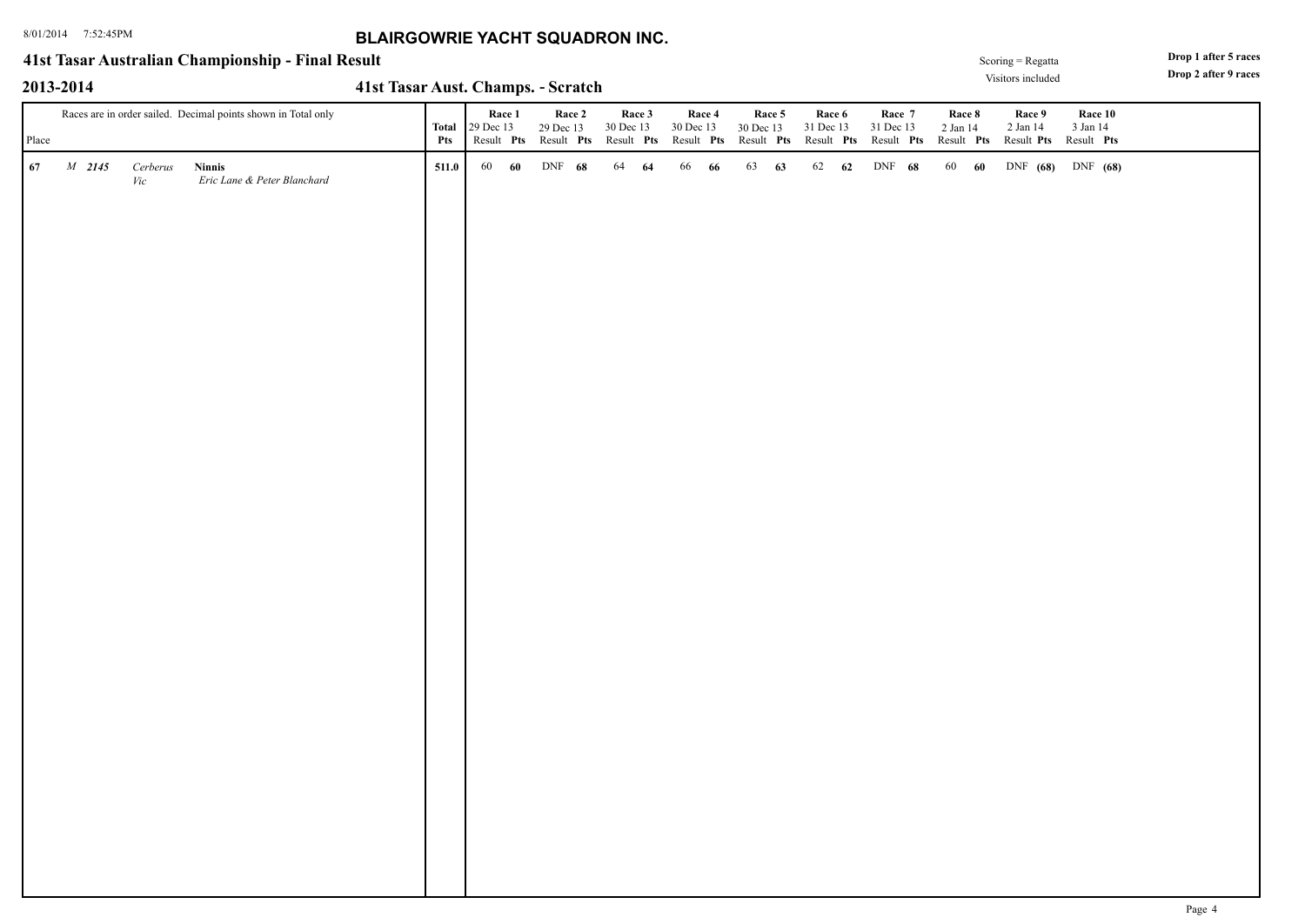8/01/2014 7:52:45PM

**BLAIRGOWRIE YACHT SQUADRON INC.**

## 41st Tasar Australian Championship - Final Result

Scoring = Regatta
Visitors included

**Drop 1 after 5 races**
**Drop 2 after 9 races**

## 2013-2014

## 41st Tasar Aust. Champs. - Scratch

Races are in order sailed. Decimal points shown in Total only

| Place | | | | | Total Pts | Race 1 29 Dec 13 Result | Pts | Race 2 29 Dec 13 Result | Pts | Race 3 30 Dec 13 Result | Pts | Race 4 30 Dec 13 Result | Pts | Race 5 30 Dec 13 Result | Pts | Race 6 31 Dec 13 Result | Pts | Race 7 31 Dec 13 Result | Pts | Race 8 2 Jan 14 Result | Pts | Race 9 2 Jan 14 Result | Pts | Race 10 3 Jan 14 Result | Pts |
|---|---|---|---|---|---|---|---|---|---|---|---|---|---|---|---|---|---|---|---|---|---|---|---|---|---|
| **67** | *M* ***2145*** | *Cerberus Vic* | **Ninnis** | *Eric Lane & Peter Blanchard* | **511.0** | 60 | **60** | DNF | **68** | 64 | **64** | 66 | **66** | 63 | **63** | 62 | **62** | DNF | **68** | 60 | **60** | DNF | **(68)** | DNF | **(68)** |